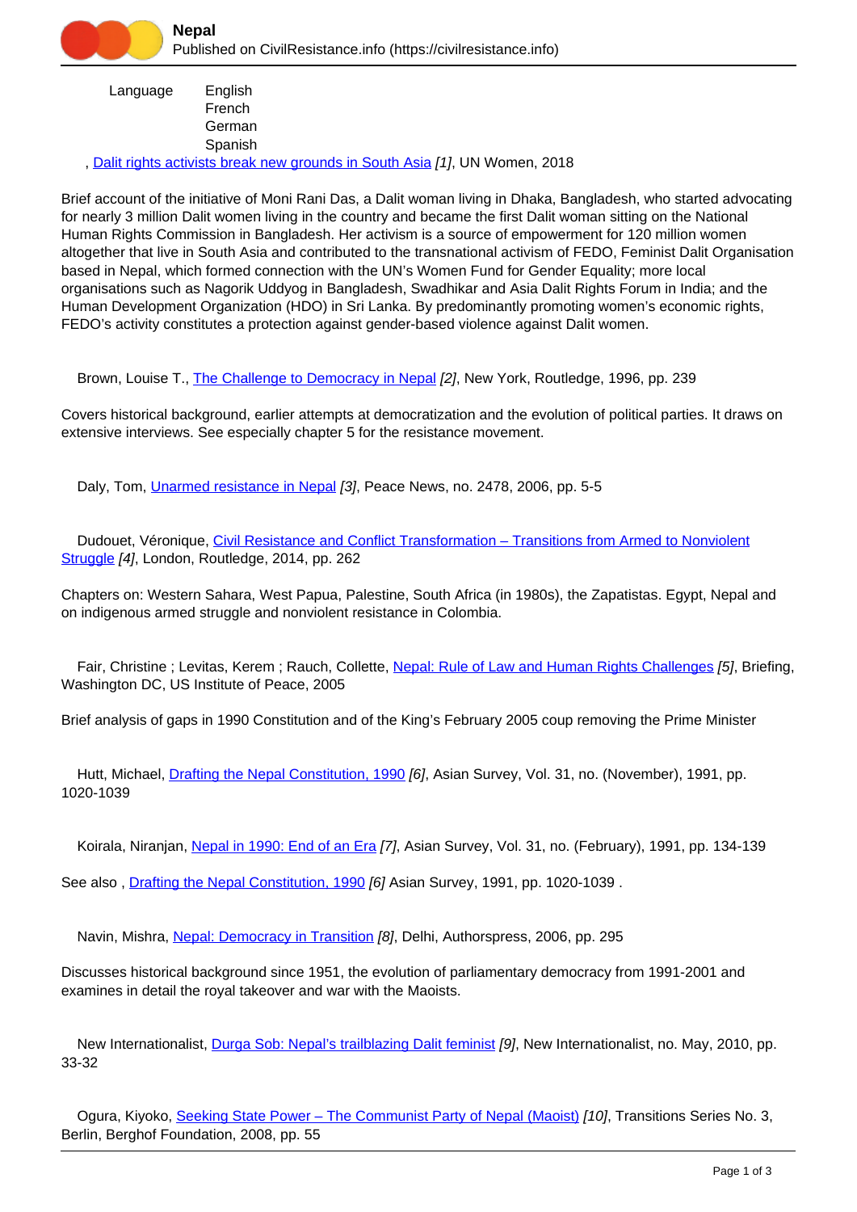# Nepal

Published on CivilResistance.info (https://civilresistance.info)

Language English
French
German
Spanish

, Dalit rights activists break new grounds in South Asia [1], UN Women, 2018

Brief account of the initiative of Moni Rani Das, a Dalit woman living in Dhaka, Bangladesh, who started advocating for nearly 3 million Dalit women living in the country and became the first Dalit woman sitting on the National Human Rights Commission in Bangladesh. Her activism is a source of empowerment for 120 million women altogether that live in South Asia and contributed to the transnational activism of FEDO, Feminist Dalit Organisation based in Nepal, which formed connection with the UN's Women Fund for Gender Equality; more local organisations such as Nagorik Uddyog in Bangladesh, Swadhikar and Asia Dalit Rights Forum in India; and the Human Development Organization (HDO) in Sri Lanka. By predominantly promoting women's economic rights, FEDO's activity constitutes a protection against gender-based violence against Dalit women.

Brown, Louise T., The Challenge to Democracy in Nepal [2], New York, Routledge, 1996, pp. 239

Covers historical background, earlier attempts at democratization and the evolution of political parties. It draws on extensive interviews. See especially chapter 5 for the resistance movement.

Daly, Tom, Unarmed resistance in Nepal [3], Peace News, no. 2478, 2006, pp. 5-5

Dudouet, Véronique, Civil Resistance and Conflict Transformation – Transitions from Armed to Nonviolent Struggle [4], London, Routledge, 2014, pp. 262

Chapters on: Western Sahara, West Papua, Palestine, South Africa (in 1980s), the Zapatistas. Egypt, Nepal and on indigenous armed struggle and nonviolent resistance in Colombia.

Fair, Christine ; Levitas, Kerem ; Rauch, Collette, Nepal: Rule of Law and Human Rights Challenges [5], Briefing, Washington DC, US Institute of Peace, 2005

Brief analysis of gaps in 1990 Constitution and of the King's February 2005 coup removing the Prime Minister

Hutt, Michael, Drafting the Nepal Constitution, 1990 [6], Asian Survey, Vol. 31, no. (November), 1991, pp. 1020-1039

Koirala, Niranjan, Nepal in 1990: End of an Era [7], Asian Survey, Vol. 31, no. (February), 1991, pp. 134-139

See also , Drafting the Nepal Constitution, 1990 [6] Asian Survey, 1991, pp. 1020-1039 .

Navin, Mishra, Nepal: Democracy in Transition [8], Delhi, Authorspress, 2006, pp. 295

Discusses historical background since 1951, the evolution of parliamentary democracy from 1991-2001 and examines in detail the royal takeover and war with the Maoists.

New Internationalist, Durga Sob: Nepal's trailblazing Dalit feminist [9], New Internationalist, no. May, 2010, pp. 33-32

Ogura, Kiyoko, Seeking State Power – The Communist Party of Nepal (Maoist) [10], Transitions Series No. 3, Berlin, Berghof Foundation, 2008, pp. 55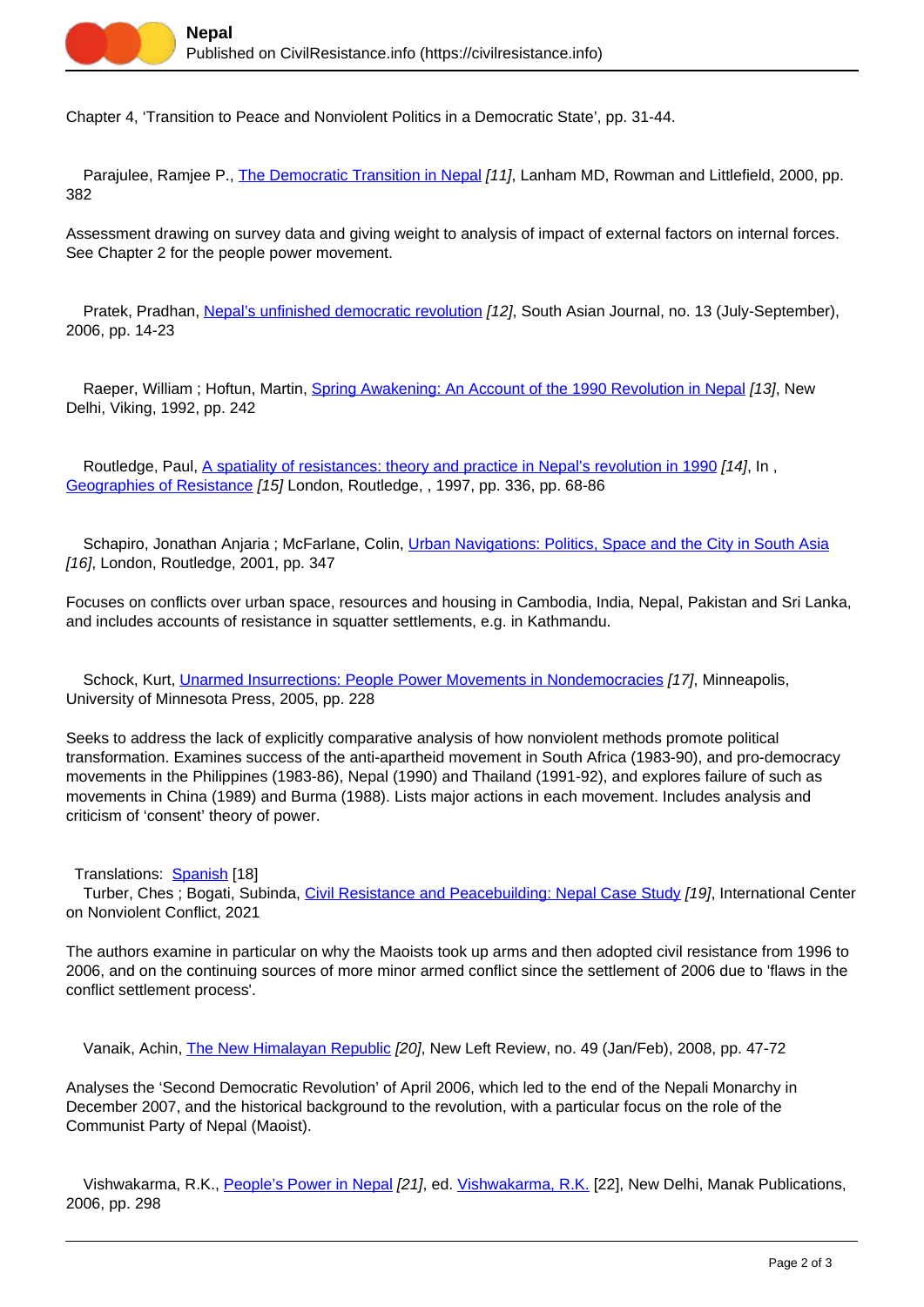Chapter 4, ‘Transition to Peace and Nonviolent Politics in a Democratic State’, pp. 31-44.

Parajulee, Ramjee P., The Democratic Transition in Nepal *[11]*, Lanham MD, Rowman and Littlefield, 2000, pp. 382

Assessment drawing on survey data and giving weight to analysis of impact of external factors on internal forces. See Chapter 2 for the people power movement.

Pratek, Pradhan, Nepal’s unfinished democratic revolution *[12]*, South Asian Journal, no. 13 (July-September), 2006, pp. 14-23

Raeper, William ; Hoftun, Martin, Spring Awakening: An Account of the 1990 Revolution in Nepal *[13]*, New Delhi, Viking, 1992, pp. 242

Routledge, Paul, A spatiality of resistances: theory and practice in Nepal’s revolution in 1990 *[14]*, In , Geographies of Resistance *[15]* London, Routledge, , 1997, pp. 336, pp. 68-86

Schapiro, Jonathan Anjaria ; McFarlane, Colin, Urban Navigations: Politics, Space and the City in South Asia *[16]*, London, Routledge, 2001, pp. 347

Focuses on conflicts over urban space, resources and housing in Cambodia, India, Nepal, Pakistan and Sri Lanka, and includes accounts of resistance in squatter settlements, e.g. in Kathmandu.

Schock, Kurt, Unarmed Insurrections: People Power Movements in Nondemocracies *[17]*, Minneapolis, University of Minnesota Press, 2005, pp. 228

Seeks to address the lack of explicitly comparative analysis of how nonviolent methods promote political transformation. Examines success of the anti-apartheid movement in South Africa (1983-90), and pro-democracy movements in the Philippines (1983-86), Nepal (1990) and Thailand (1991-92), and explores failure of such as movements in China (1989) and Burma (1988). Lists major actions in each movement. Includes analysis and criticism of ‘consent’ theory of power.

Translations: Spanish [18]

Turber, Ches ; Bogati, Subinda, Civil Resistance and Peacebuilding: Nepal Case Study *[19]*, International Center on Nonviolent Conflict, 2021

The authors examine in particular on why the Maoists took up arms and then adopted civil resistance from 1996 to 2006, and on the continuing sources of more minor armed conflict since the settlement of 2006 due to 'flaws in the conflict settlement process'.

Vanaik, Achin, The New Himalayan Republic *[20]*, New Left Review, no. 49 (Jan/Feb), 2008, pp. 47-72

Analyses the ‘Second Democratic Revolution’ of April 2006, which led to the end of the Nepali Monarchy in December 2007, and the historical background to the revolution, with a particular focus on the role of the Communist Party of Nepal (Maoist).

Vishwakarma, R.K., People’s Power in Nepal *[21]*, ed. Vishwakarma, R.K. [22], New Delhi, Manak Publications, 2006, pp. 298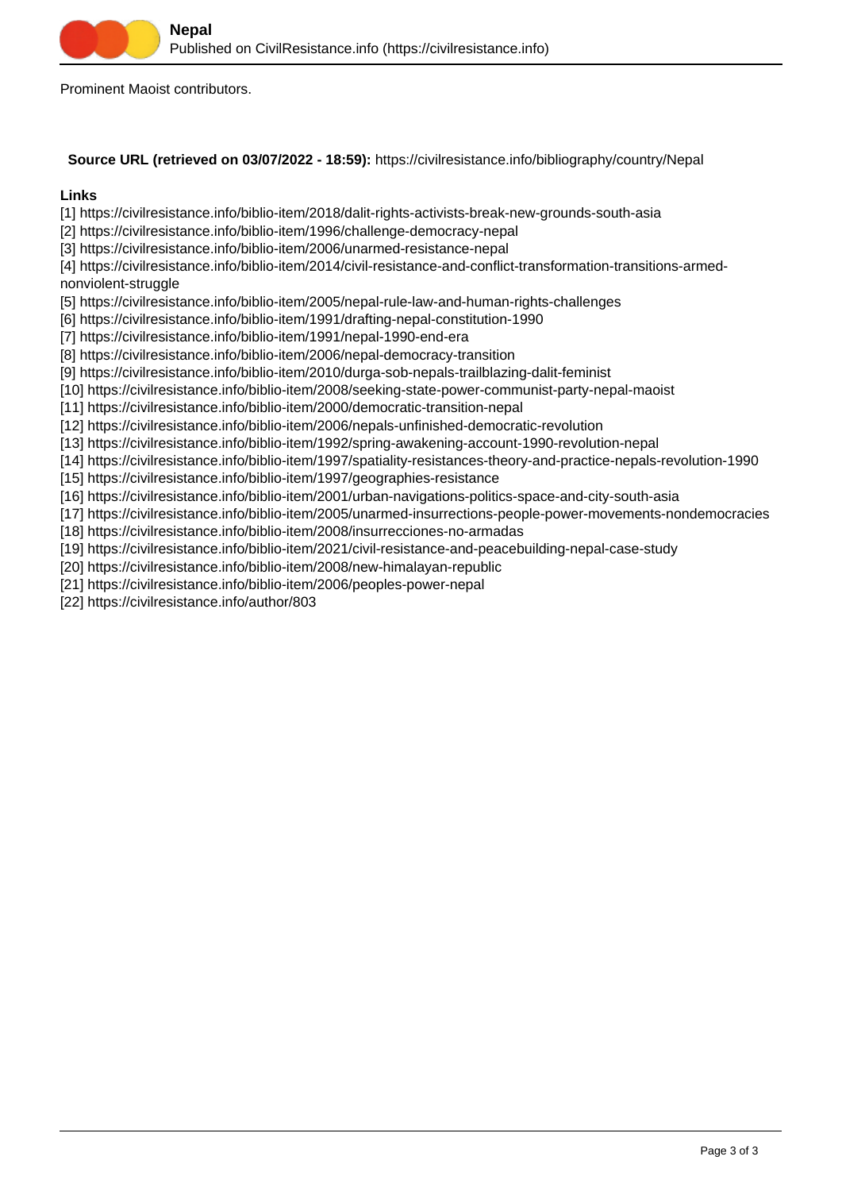Prominent Maoist contributors.

**Source URL (retrieved on 03/07/2022 - 18:59):** https://civilresistance.info/bibliography/country/Nepal

**Links**

[1] https://civilresistance.info/biblio-item/2018/dalit-rights-activists-break-new-grounds-south-asia
[2] https://civilresistance.info/biblio-item/1996/challenge-democracy-nepal
[3] https://civilresistance.info/biblio-item/2006/unarmed-resistance-nepal
[4] https://civilresistance.info/biblio-item/2014/civil-resistance-and-conflict-transformation-transitions-armed-nonviolent-struggle
[5] https://civilresistance.info/biblio-item/2005/nepal-rule-law-and-human-rights-challenges
[6] https://civilresistance.info/biblio-item/1991/drafting-nepal-constitution-1990
[7] https://civilresistance.info/biblio-item/1991/nepal-1990-end-era
[8] https://civilresistance.info/biblio-item/2006/nepal-democracy-transition
[9] https://civilresistance.info/biblio-item/2010/durga-sob-nepals-trailblazing-dalit-feminist
[10] https://civilresistance.info/biblio-item/2008/seeking-state-power-communist-party-nepal-maoist
[11] https://civilresistance.info/biblio-item/2000/democratic-transition-nepal
[12] https://civilresistance.info/biblio-item/2006/nepals-unfinished-democratic-revolution
[13] https://civilresistance.info/biblio-item/1992/spring-awakening-account-1990-revolution-nepal
[14] https://civilresistance.info/biblio-item/1997/spatiality-resistances-theory-and-practice-nepals-revolution-1990
[15] https://civilresistance.info/biblio-item/1997/geographies-resistance
[16] https://civilresistance.info/biblio-item/2001/urban-navigations-politics-space-and-city-south-asia
[17] https://civilresistance.info/biblio-item/2005/unarmed-insurrections-people-power-movements-nondemocracies
[18] https://civilresistance.info/biblio-item/2008/insurrecciones-no-armadas
[19] https://civilresistance.info/biblio-item/2021/civil-resistance-and-peacebuilding-nepal-case-study
[20] https://civilresistance.info/biblio-item/2008/new-himalayan-republic
[21] https://civilresistance.info/biblio-item/2006/peoples-power-nepal
[22] https://civilresistance.info/author/803